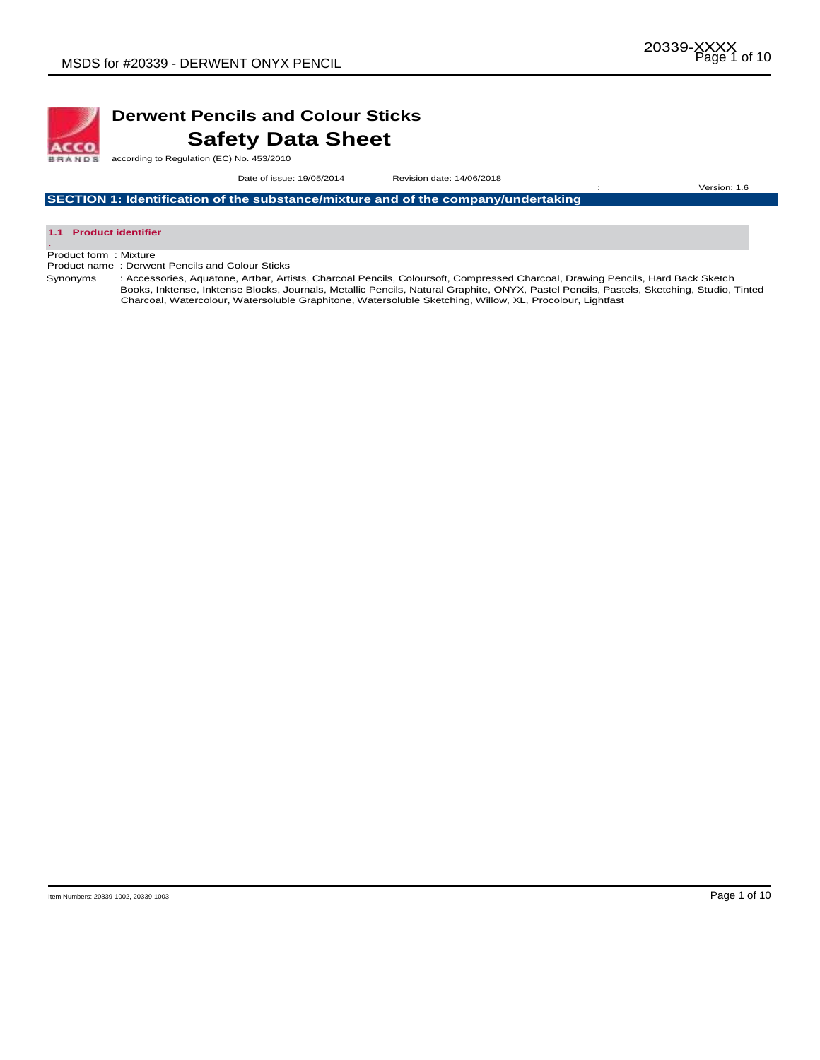# Derwent Pencils and Colour Sticks

## Safety Data Sheet

according to Regulation (EC) No. 453/2010

Date of issue: 19/05/2014 Revision date: 14/06/2018 : Version: 1.6

## SECTION 1: Identification of the substance/mixture and of the company/undertaking

### 1.1 Product identifier

Product form : Mixture

Product name : Derwent Pencils and Colour Sticks

Synonyms : Accessories, Aquatone, Artbar, Artists, Charcoal Pencils, Coloursoft, Compressed Charcoal, Drawing Pencils, Hard Back Sketch Books, Inktense, Inktense Blocks, Journals, Metallic Pencils, Natural Graphite, ONYX, Pastel Pencils, Pastels, Sketching, Studio, Tinted Charcoal, Watercolour, Watersoluble Graphitone, Watersoluble Sketching, Willow, XL, Procolour, Lightfast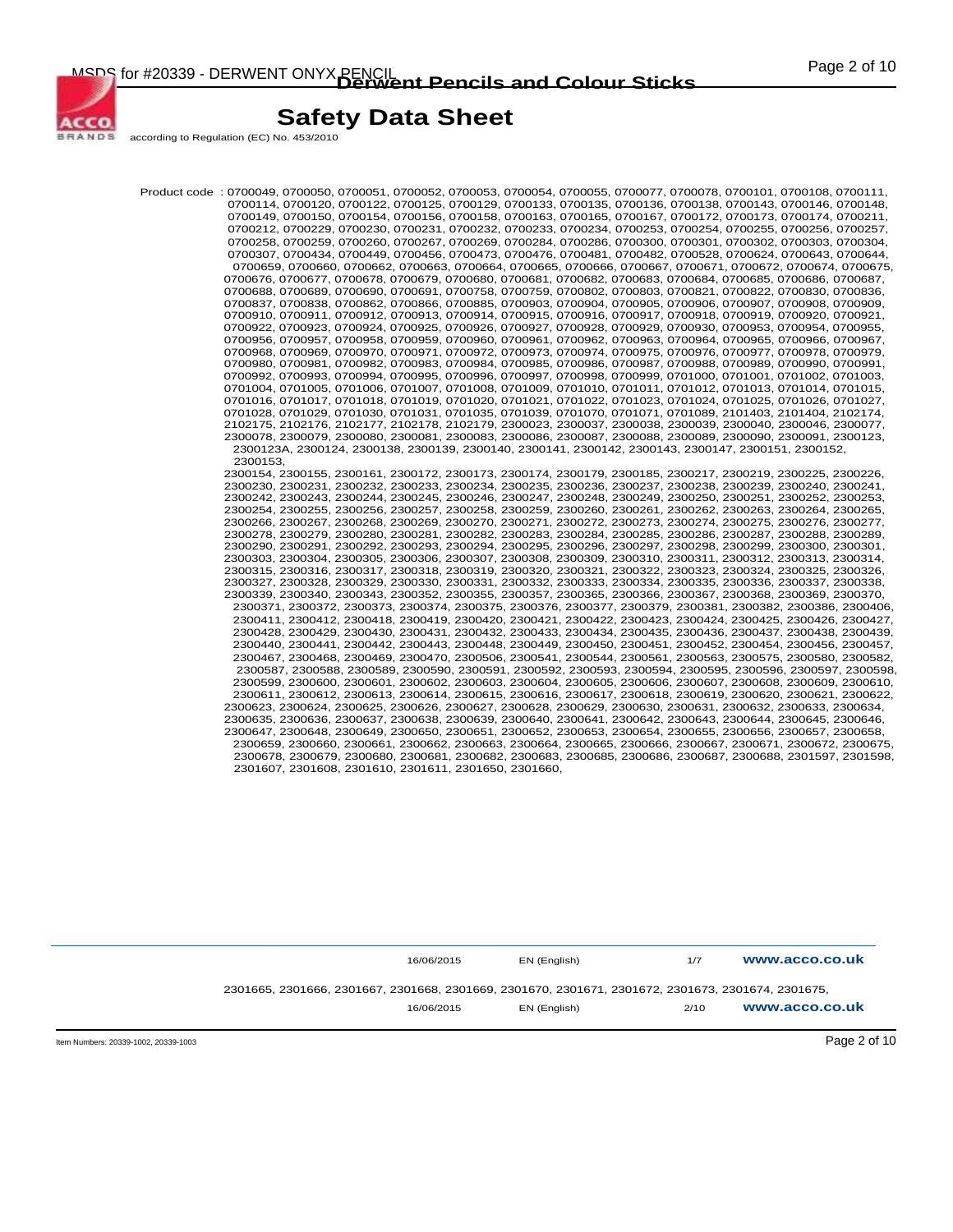# Safety Data Sheet

according to Regulation (EC) No. 453/2010

Product code : 0700049, 0700050, 0700051, 0700052, 0700053, 0700054, 0700055, 0700077, 0700078, 0700101, 0700108, 0700111, 0700114, 0700120, 0700122, 0700125, 0700129, 0700133, 0700135, 0700136, 0700138, 0700143, 0700146, 0700148, 0700149, 0700150, 0700154, 0700156, 0700158, 0700163, 0700165, 0700167, 0700172, 0700173, 0700174, 0700211, 0700212, 0700229, 0700230, 0700231, 0700232, 0700233, 0700234, 0700253, 0700254, 0700255, 0700256, 0700257, 0700258, 0700259, 0700260, 0700267, 0700269, 0700284, 0700286, 0700300, 0700301, 0700302, 0700303, 0700304, 0700307, 0700434, 0700449, 0700456, 0700473, 0700476, 0700481, 0700482, 0700528, 0700624, 0700643, 0700644, 0700659, 0700660, 0700662, 0700663, 0700664, 0700665, 0700666, 0700667, 0700671, 0700672, 0700674, 0700675, 0700676, 0700677, 0700678, 0700679, 0700680, 0700681, 0700682, 0700683, 0700684, 0700685, 0700686, 0700687, 0700688, 0700689, 0700690, 0700691, 0700758, 0700759, 0700802, 0700803, 0700821, 0700822, 0700830, 0700836, 0700837, 0700838, 0700862, 0700866, 0700885, 0700903, 0700904, 0700905, 0700906, 0700907, 0700908, 0700909, 0700910, 0700911, 0700912, 0700913, 0700914, 0700915, 0700916, 0700917, 0700918, 0700919, 0700920, 0700921, 0700922, 0700923, 0700924, 0700925, 0700926, 0700927, 0700928, 0700929, 0700930, 0700953, 0700954, 0700955, 0700956, 0700957, 0700958, 0700959, 0700960, 0700961, 0700962, 0700963, 0700964, 0700965, 0700966, 0700967, 0700968, 0700969, 0700970, 0700971, 0700972, 0700973, 0700974, 0700975, 0700976, 0700977, 0700978, 0700979, 0700980, 0700981, 0700982, 0700983, 0700984, 0700985, 0700986, 0700987, 0700988, 0700989, 0700990, 0700991, 0700992, 0700993, 0700994, 0700995, 0700996, 0700997, 0700998, 0700999, 0701000, 0701001, 0701002, 0701003, 0701004, 0701005, 0701006, 0701007, 0701008, 0701009, 0701010, 0701011, 0701012, 0701013, 0701014, 0701015, 0701016, 0701017, 0701018, 0701019, 0701020, 0701021, 0701022, 0701023, 0701024, 0701025, 0701026, 0701027, 0701028, 0701029, 0701030, 0701031, 0701035, 0701039, 0701070, 0701071, 0701089, 2101403, 2101404, 2102174, 2102175, 2102176, 2102177, 2102178, 2102179, 2300023, 2300037, 2300038, 2300039, 2300040, 2300046, 2300077, 2300078, 2300079, 2300080, 2300081, 2300083, 2300086, 2300087, 2300088, 2300089, 2300090, 2300091, 2300123, 2300123A, 2300124, 2300138, 2300139, 2300140, 2300141, 2300142, 2300143, 2300147, 2300151, 2300152, 2300153, 2300154, 2300155, 2300161, 2300172, 2300173, 2300174, 2300179, 2300185, 2300217, 2300219, 2300225, 2300226, 2300230, 2300231, 2300232, 2300233, 2300234, 2300235, 2300236, 2300237, 2300238, 2300239, 2300240, 2300241, 2300242, 2300243, 2300244, 2300245, 2300246, 2300247, 2300248, 2300249, 2300250, 2300251, 2300252, 2300253, 2300254, 2300255, 2300256, 2300257, 2300258, 2300259, 2300260, 2300261, 2300262, 2300263, 2300264, 2300265, 2300266, 2300267, 2300268, 2300269, 2300270, 2300271, 2300272, 2300273, 2300274, 2300275, 2300276, 2300277, 2300278, 2300279, 2300280, 2300281, 2300282, 2300283, 2300284, 2300285, 2300286, 2300287, 2300288, 2300289, 2300290, 2300291, 2300292, 2300293, 2300294, 2300295, 2300296, 2300297, 2300298, 2300299, 2300300, 2300301, 2300303, 2300304, 2300305, 2300306, 2300307, 2300308, 2300309, 2300310, 2300311, 2300312, 2300313, 2300314, 2300315, 2300316, 2300317, 2300318, 2300319, 2300320, 2300321, 2300322, 2300323, 2300324, 2300325, 2300326, 2300327, 2300328, 2300329, 2300330, 2300331, 2300332, 2300333, 2300334, 2300335, 2300336, 2300337, 2300338, 2300339, 2300340, 2300343, 2300352, 2300355, 2300357, 2300365, 2300366, 2300367, 2300368, 2300369, 2300370, 2300371, 2300372, 2300373, 2300374, 2300375, 2300376, 2300377, 2300379, 2300381, 2300382, 2300386, 2300406, 2300411, 2300412, 2300418, 2300419, 2300420, 2300421, 2300422, 2300423, 2300424, 2300425, 2300426, 2300427, 2300428, 2300429, 2300430, 2300431, 2300432, 2300433, 2300434, 2300435, 2300436, 2300437, 2300438, 2300439, 2300440, 2300441, 2300442, 2300443, 2300448, 2300449, 2300450, 2300451, 2300452, 2300454, 2300456, 2300457, 2300467, 2300468, 2300469, 2300470, 2300506, 2300541, 2300544, 2300561, 2300563, 2300575, 2300580, 2300582, 2300587, 2300588, 2300589, 2300590, 2300591, 2300592, 2300593, 2300594, 2300595, 2300596, 2300597, 2300598, 2300599, 2300600, 2300601, 2300602, 2300603, 2300604, 2300605, 2300606, 2300607, 2300608, 2300609, 2300610, 2300611, 2300612, 2300613, 2300614, 2300615, 2300616, 2300617, 2300618, 2300619, 2300620, 2300621, 2300622, 2300623, 2300624, 2300625, 2300626, 2300627, 2300628, 2300629, 2300630, 2300631, 2300632, 2300633, 2300634, 2300635, 2300636, 2300637, 2300638, 2300639, 2300640, 2300641, 2300642, 2300643, 2300644, 2300645, 2300646, 2300647, 2300648, 2300649, 2300650, 2300651, 2300652, 2300653, 2300654, 2300655, 2300656, 2300657, 2300658, 2300659, 2300660, 2300661, 2300662, 2300663, 2300664, 2300665, 2300666, 2300667, 2300671, 2300672, 2300675, 2300678, 2300679, 2300680, 2300681, 2300682, 2300683, 2300685, 2300686, 2300687, 2300688, 2301597, 2301598, 2301607, 2301608, 2301610, 2301611, 2301650, 2301660,

2301665, 2301666, 2301667, 2301668, 2301669, 2301670, 2301671, 2301672, 2301673, 2301674, 2301675,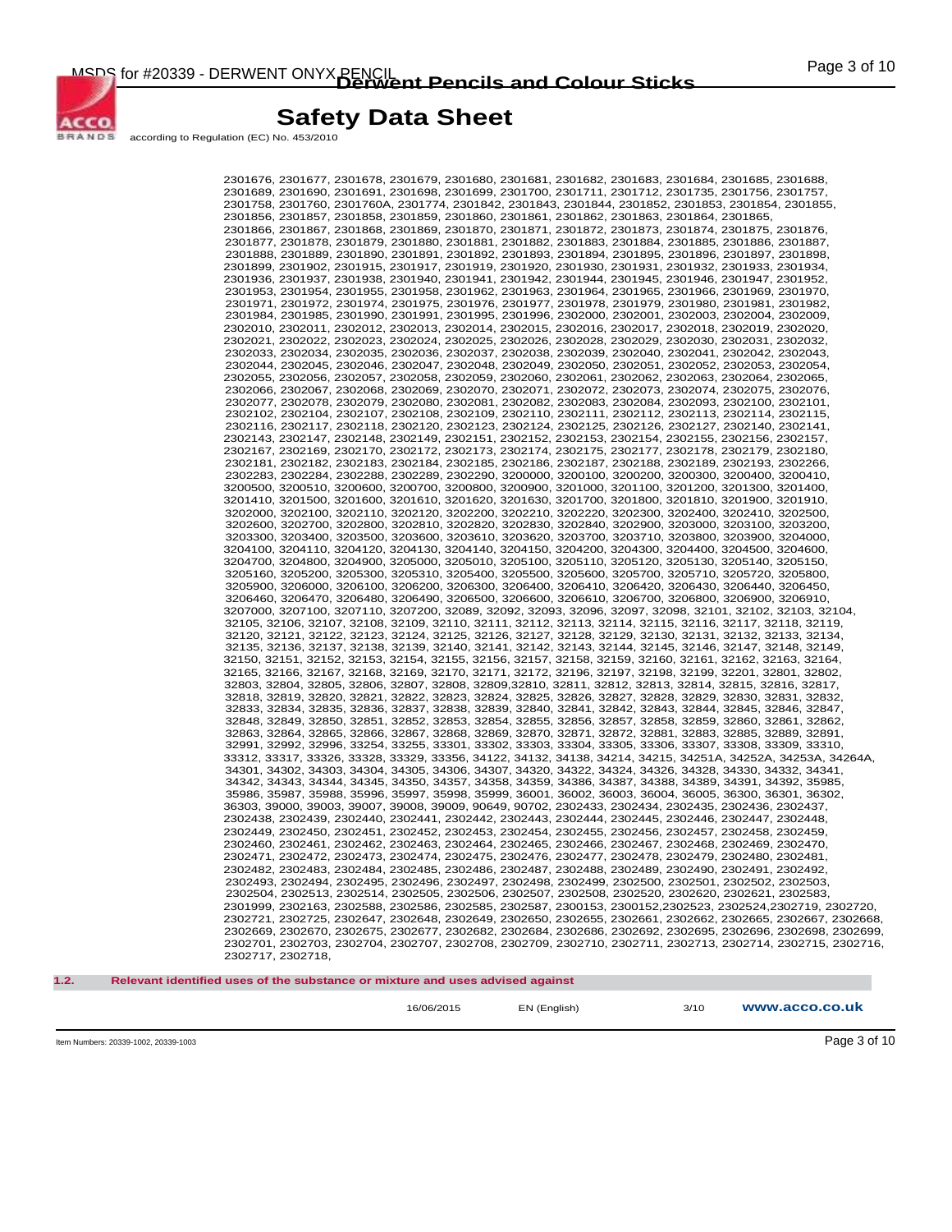# Safety Data Sheet

according to Regulation (EC) No. 453/2010

2301676, 2301677, 2301678, 2301679, 2301680, 2301681, 2301682, 2301683, 2301684, 2301685, 2301688, 2301689, 2301690, 2301691, 2301698, 2301699, 2301700, 2301711, 2301712, 2301735, 2301756, 2301757, 2301758, 2301760, 2301760A, 2301774, 2301842, 2301843, 2301844, 2301852, 2301853, 2301854, 2301855, 2301856, 2301857, 2301858, 2301859, 2301860, 2301861, 2301862, 2301863, 2301864, 2301865, 2301866, 2301867, 2301868, 2301869, 2301870, 2301871, 2301872, 2301873, 2301874, 2301875, 2301876, 2301877, 2301878, 2301879, 2301880, 2301881, 2301882, 2301883, 2301884, 2301885, 2301886, 2301887, 2301888, 2301889, 2301890, 2301891, 2301892, 2301893, 2301894, 2301895, 2301896, 2301897, 2301898, 2301899, 2301902, 2301915, 2301917, 2301919, 2301920, 2301930, 2301931, 2301932, 2301933, 2301934, 2301936, 2301937, 2301938, 2301940, 2301941, 2301942, 2301944, 2301945, 2301946, 2301947, 2301952, 2301953, 2301954, 2301955, 2301958, 2301962, 2301963, 2301964, 2301965, 2301966, 2301969, 2301970, 2301971, 2301972, 2301974, 2301975, 2301976, 2301977, 2301978, 2301979, 2301980, 2301981, 2301982, 2301984, 2301985, 2301990, 2301991, 2301995, 2301996, 2302000, 2302001, 2302003, 2302004, 2302009, 2302010, 2302011, 2302012, 2302013, 2302014, 2302015, 2302016, 2302017, 2302018, 2302019, 2302020, 2302021, 2302022, 2302023, 2302024, 2302025, 2302026, 2302028, 2302029, 2302030, 2302031, 2302032, 2302033, 2302034, 2302035, 2302036, 2302037, 2302038, 2302039, 2302040, 2302041, 2302042, 2302043, 2302044, 2302045, 2302046, 2302047, 2302048, 2302049, 2302050, 2302051, 2302052, 2302053, 2302054, 2302055, 2302056, 2302057, 2302058, 2302059, 2302060, 2302061, 2302062, 2302063, 2302064, 2302065, 2302066, 2302067, 2302068, 2302069, 2302070, 2302071, 2302072, 2302073, 2302074, 2302075, 2302076, 2302077, 2302078, 2302079, 2302080, 2302081, 2302082, 2302083, 2302084, 2302093, 2302100, 2302101, 2302102, 2302104, 2302107, 2302108, 2302109, 2302110, 2302111, 2302112, 2302113, 2302114, 2302115, 2302116, 2302117, 2302118, 2302120, 2302123, 2302124, 2302125, 2302126, 2302127, 2302140, 2302141, 2302143, 2302147, 2302148, 2302149, 2302151, 2302152, 2302153, 2302154, 2302155, 2302156, 2302157, 2302167, 2302169, 2302170, 2302172, 2302173, 2302174, 2302175, 2302177, 2302178, 2302179, 2302180, 2302181, 2302182, 2302183, 2302184, 2302185, 2302186, 2302187, 2302188, 2302189, 2302193, 2302266, 2302283, 2302284, 2302288, 2302289, 2302290, 3200000, 3200100, 3200200, 3200300, 3200400, 3200410, 3200500, 3200510, 3200600, 3200700, 3200800, 3200900, 3201000, 3201100, 3201200, 3201300, 3201400, 3201410, 3201500, 3201600, 3201610, 3201620, 3201630, 3201700, 3201800, 3201810, 3201900, 3201910, 3202000, 3202100, 3202110, 3202120, 3202200, 3202210, 3202220, 3202300, 3202400, 3202410, 3202500, 3202600, 3202700, 3202800, 3202810, 3202820, 3202830, 3202840, 3202900, 3203000, 3203100, 3203200, 3203300, 3203400, 3203500, 3203600, 3203610, 3203620, 3203700, 3203710, 3203800, 3203900, 3204000, 3204100, 3204110, 3204120, 3204130, 3204140, 3204150, 3204200, 3204300, 3204400, 3204500, 3204600, 3204700, 3204800, 3204900, 3205000, 3205010, 3205100, 3205110, 3205120, 3205130, 3205140, 3205150, 3205160, 3205200, 3205300, 3205310, 3205400, 3205500, 3205600, 3205700, 3205710, 3205720, 3205800, 3205900, 3206000, 3206100, 3206200, 3206300, 3206400, 3206410, 3206420, 3206430, 3206440, 3206450, 3206460, 3206470, 3206480, 3206490, 3206500, 3206600, 3206610, 3206700, 3206800, 3206900, 3206910, 3207000, 3207100, 3207110, 3207200, 32089, 32092, 32093, 32096, 32097, 32098, 32101, 32102, 32103, 32104, 32105, 32106, 32107, 32108, 32109, 32110, 32111, 32112, 32113, 32114, 32115, 32116, 32117, 32118, 32119, 32120, 32121, 32122, 32123, 32124, 32125, 32126, 32127, 32128, 32129, 32130, 32131, 32132, 32133, 32134, 32135, 32136, 32137, 32138, 32139, 32140, 32141, 32142, 32143, 32144, 32145, 32146, 32147, 32148, 32149, 32150, 32151, 32152, 32153, 32154, 32155, 32156, 32157, 32158, 32159, 32160, 32161, 32162, 32163, 32164, 32165, 32166, 32167, 32168, 32169, 32170, 32171, 32172, 32196, 32197, 32198, 32199, 32201, 32801, 32802, 32803, 32804, 32805, 32806, 32807, 32808, 32809,32810, 32811, 32812, 32813, 32814, 32815, 32816, 32817, 32818, 32819, 32820, 32821, 32822, 32823, 32824, 32825, 32826, 32827, 32828, 32829, 32830, 32831, 32832, 32833, 32834, 32835, 32836, 32837, 32838, 32839, 32840, 32841, 32842, 32843, 32844, 32845, 32846, 32847, 32848, 32849, 32850, 32851, 32852, 32853, 32854, 32855, 32856, 32857, 32858, 32859, 32860, 32861, 32862, 32863, 32864, 32865, 32866, 32867, 32868, 32869, 32870, 32871, 32872, 32881, 32883, 32885, 32889, 32891, 32991, 32992, 32996, 33254, 33255, 33301, 33302, 33303, 33304, 33305, 33306, 33307, 33308, 33309, 33310, 33312, 33317, 33326, 33328, 33329, 33356, 34122, 34132, 34138, 34214, 34215, 34251A, 34252A, 34253A, 34264A, 34301, 34302, 34303, 34304, 34305, 34306, 34307, 34320, 34322, 34324, 34326, 34328, 34330, 34332, 34341, 34342, 34343, 34344, 34345, 34350, 34357, 34358, 34359, 34386, 34387, 34388, 34389, 34391, 34392, 35985, 35986, 35987, 35988, 35996, 35997, 35998, 35999, 36001, 36002, 36003, 36004, 36005, 36300, 36301, 36302, 36303, 39000, 39003, 39007, 39008, 39009, 90649, 90702, 2302433, 2302434, 2302435, 2302436, 2302437, 2302438, 2302439, 2302440, 2302441, 2302442, 2302443, 2302444, 2302445, 2302446, 2302447, 2302448, 2302449, 2302450, 2302451, 2302452, 2302453, 2302454, 2302455, 2302456, 2302457, 2302458, 2302459, 2302460, 2302461, 2302462, 2302463, 2302464, 2302465, 2302466, 2302467, 2302468, 2302469, 2302470, 2302471, 2302472, 2302473, 2302474, 2302475, 2302476, 2302477, 2302478, 2302479, 2302480, 2302481, 2302482, 2302483, 2302484, 2302485, 2302486, 2302487, 2302488, 2302489, 2302490, 2302491, 2302492, 2302493, 2302494, 2302495, 2302496, 2302497, 2302498, 2302499, 2302500, 2302501, 2302502, 2302503, 2302504, 2302513, 2302514, 2302505, 2302506, 2302507, 2302508, 2302520, 2302620, 2302621, 2302583, 2301999, 2302163, 2302588, 2302586, 2302585, 2302587, 2300153, 2300152,2302523, 2302524,2302719, 2302720, 2302721, 2302725, 2302647, 2302648, 2302649, 2302650, 2302655, 2302661, 2302662, 2302665, 2302667, 2302668, 2302669, 2302670, 2302675, 2302677, 2302682, 2302684, 2302686, 2302692, 2302695, 2302696, 2302698, 2302699, 2302701, 2302703, 2302704, 2302707, 2302708, 2302709, 2302710, 2302711, 2302713, 2302714, 2302715, 2302716, 2302717, 2302718,

**1.2. Relevant identified uses of the substance or mixture and uses advised against**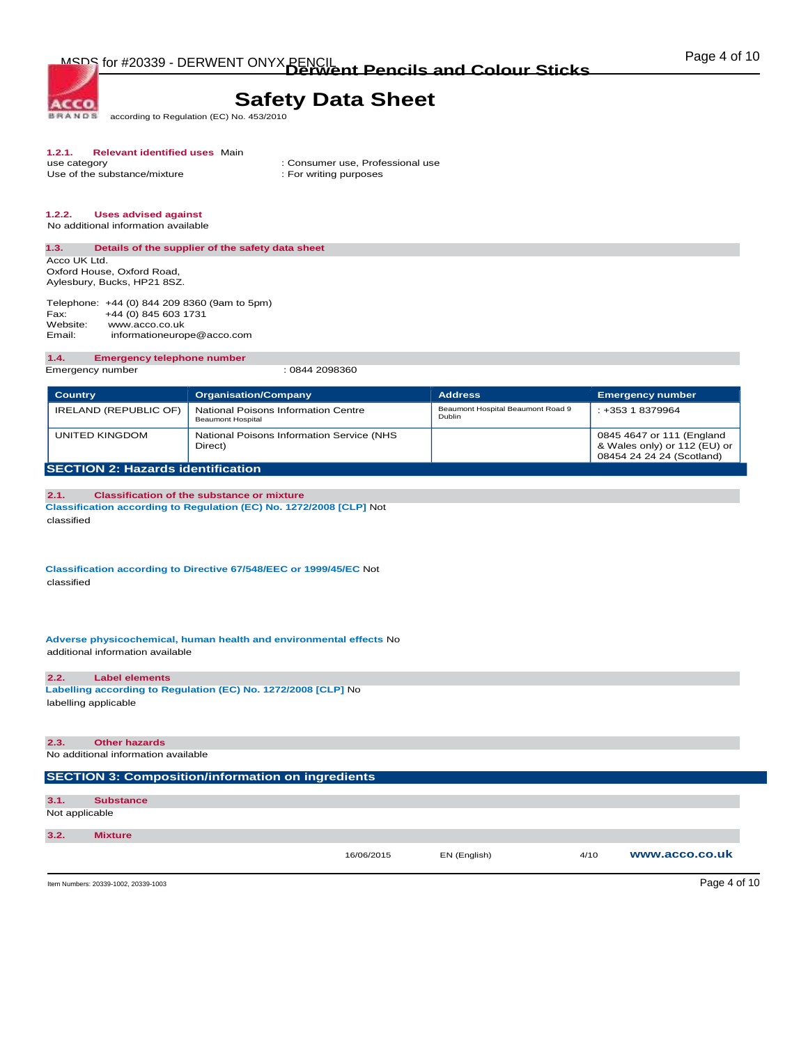#### 1.2.1. Relevant identified uses

Main use category : Consumer use, Professional use

Use of the substance/mixture : For writing purposes

#### 1.2.2. Uses advised against

No additional information available

### 1.3. Details of the supplier of the safety data sheet

Acco UK Ltd.
Oxford House, Oxford Road,
Aylesbury, Bucks, HP21 8SZ.

Telephone: +44 (0) 844 209 8360 (9am to 5pm)
Fax: +44 (0) 845 603 1731
Website: www.acco.co.uk
Email: informationeurope@acco.com

### 1.4. Emergency telephone number

Emergency number : 0844 2098360

| Country | Organisation/Company | Address | Emergency number |
|---|---|---|---|
| IRELAND (REPUBLIC OF) | National Poisons Information Centre Beaumont Hospital | Beaumont Hospital Beaumont Road 9 Dublin | : +353 1 8379964 |
| UNITED KINGDOM | National Poisons Information Service (NHS Direct) | | 0845 4647 or 111 (England & Wales only) or 112 (EU) or 08454 24 24 24 (Scotland) |

## SECTION 2: Hazards identification

### 2.1. Classification of the substance or mixture

**Classification according to Regulation (EC) No. 1272/2008 [CLP]** Not classified

**Classification according to Directive 67/548/EEC or 1999/45/EC** Not classified

**Adverse physicochemical, human health and environmental effects** No additional information available

### 2.2. Label elements

**Labelling according to Regulation (EC) No. 1272/2008 [CLP]** No labelling applicable

### 2.3. Other hazards

No additional information available

## SECTION 3: Composition/information on ingredients

### 3.1. Substance

Not applicable

### 3.2. Mixture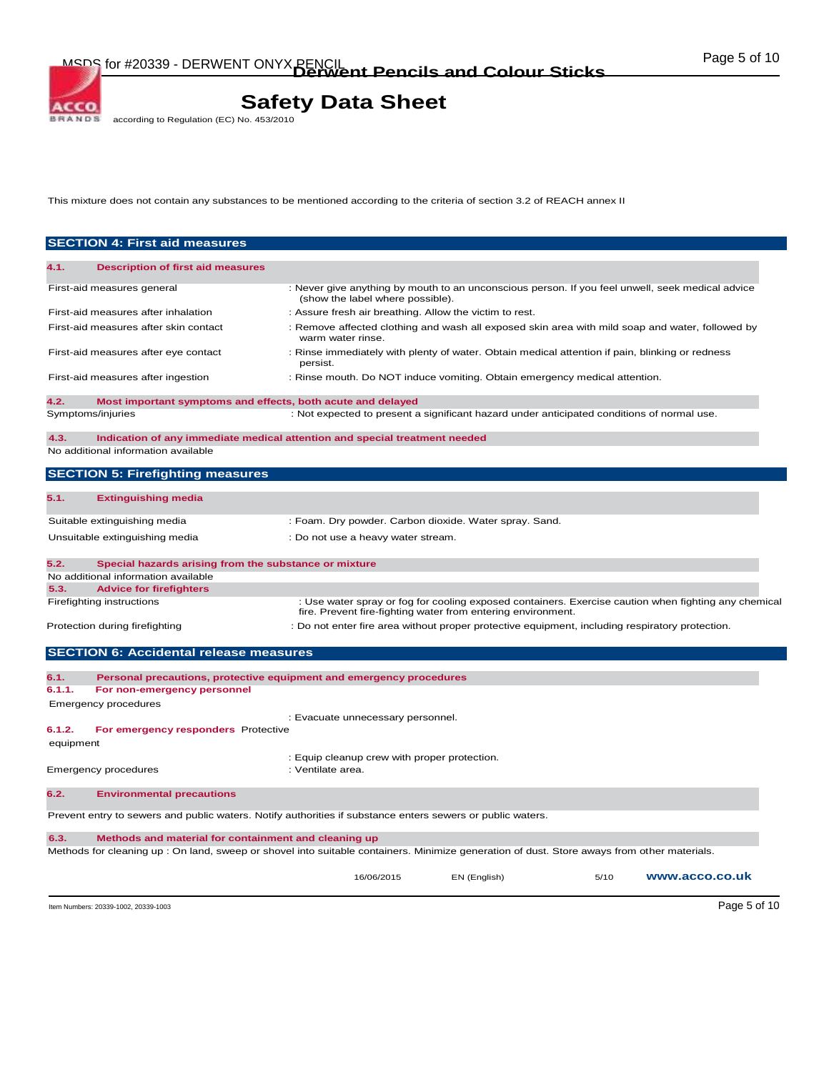This mixture does not contain any substances to be mentioned according to the criteria of section 3.2 of REACH annex II

## SECTION 4: First aid measures

### 4.1. Description of first aid measures

| | |
|---|---|
| First-aid measures general | : Never give anything by mouth to an unconscious person. If you feel unwell, seek medical advice (show the label where possible). |
| First-aid measures after inhalation | : Assure fresh air breathing. Allow the victim to rest. |
| First-aid measures after skin contact | : Remove affected clothing and wash all exposed skin area with mild soap and water, followed by warm water rinse. |
| First-aid measures after eye contact | : Rinse immediately with plenty of water. Obtain medical attention if pain, blinking or redness persist. |
| First-aid measures after ingestion | : Rinse mouth. Do NOT induce vomiting. Obtain emergency medical attention. |

### 4.2. Most important symptoms and effects, both acute and delayed

| | |
|---|---|
| Symptoms/injuries | : Not expected to present a significant hazard under anticipated conditions of normal use. |

### 4.3. Indication of any immediate medical attention and special treatment needed

No additional information available

## SECTION 5: Firefighting measures

### 5.1. Extinguishing media

| | |
|---|---|
| Suitable extinguishing media | : Foam. Dry powder. Carbon dioxide. Water spray. Sand. |
| Unsuitable extinguishing media | : Do not use a heavy water stream. |

### 5.2. Special hazards arising from the substance or mixture

No additional information available

### 5.3. Advice for firefighters

| | |
|---|---|
| Firefighting instructions | : Use water spray or fog for cooling exposed containers. Exercise caution when fighting any chemical fire. Prevent fire-fighting water from entering environment. |
| Protection during firefighting | : Do not enter fire area without proper protective equipment, including respiratory protection. |

## SECTION 6: Accidental release measures

### 6.1. Personal precautions, protective equipment and emergency procedures

#### 6.1.1. For non-emergency personnel

| | |
|---|---|
| Emergency procedures | : Evacuate unnecessary personnel. |

#### 6.1.2. For emergency responders

| | |
|---|---|
| Protective equipment | : Equip cleanup crew with proper protection. |
| Emergency procedures | : Ventilate area. |

### 6.2. Environmental precautions

Prevent entry to sewers and public waters. Notify authorities if substance enters sewers or public waters.

### 6.3. Methods and material for containment and cleaning up

Methods for cleaning up : On land, sweep or shovel into suitable containers. Minimize generation of dust. Store aways from other materials.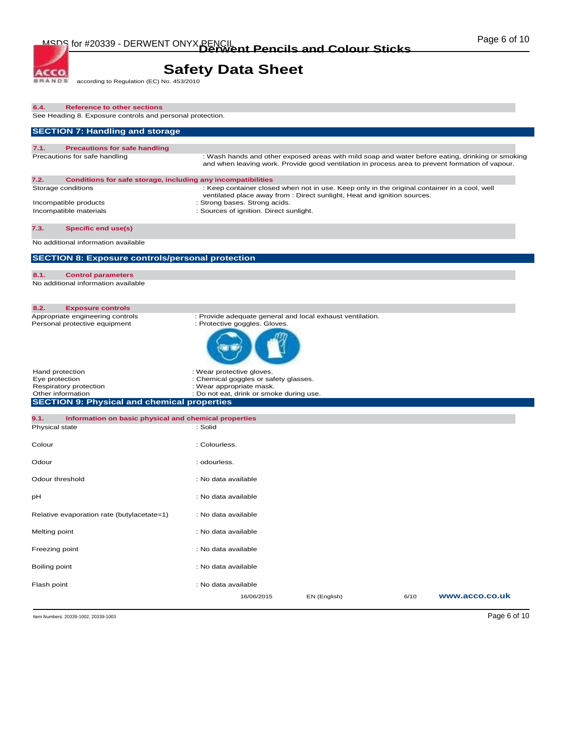#### 6.4. Reference to other sections

See Heading 8. Exposure controls and personal protection.

## SECTION 7: Handling and storage

#### 7.1. Precautions for safe handling

| | |
|---|---|
| Precautions for safe handling | : Wash hands and other exposed areas with mild soap and water before eating, drinking or smoking and when leaving work. Provide good ventilation in process area to prevent formation of vapour. |

#### 7.2. Conditions for safe storage, including any incompatibilities

| | |
|---|---|
| Storage conditions | : Keep container closed when not in use. Keep only in the original container in a cool, well ventilated place away from : Direct sunlight, Heat and ignition sources. |
| Incompatible products | : Strong bases. Strong acids. |
| Incompatible materials | : Sources of ignition. Direct sunlight. |

#### 7.3. Specific end use(s)

No additional information available

## SECTION 8: Exposure controls/personal protection

#### 8.1. Control parameters

No additional information available

#### 8.2. Exposure controls

| | |
|---|---|
| Appropriate engineering controls | : Provide adequate general and local exhaust ventilation. |
| Personal protective equipment | : Protective goggles. Gloves. |
| Hand protection | : Wear protective gloves. |
| Eye protection | : Chemical goggles or safety glasses. |
| Respiratory protection | : Wear appropriate mask. |
| Other information | : Do not eat, drink or smoke during use. |

## SECTION 9: Physical and chemical properties

#### 9.1. Information on basic physical and chemical properties

| | |
|---|---|
| Physical state | : Solid |
| Colour | : Colourless. |
| Odour | : odourless. |
| Odour threshold | : No data available |
| pH | : No data available |
| Relative evaporation rate (butylacetate=1) | : No data available |
| Melting point | : No data available |
| Freezing point | : No data available |
| Boiling point | : No data available |
| Flash point | : No data available |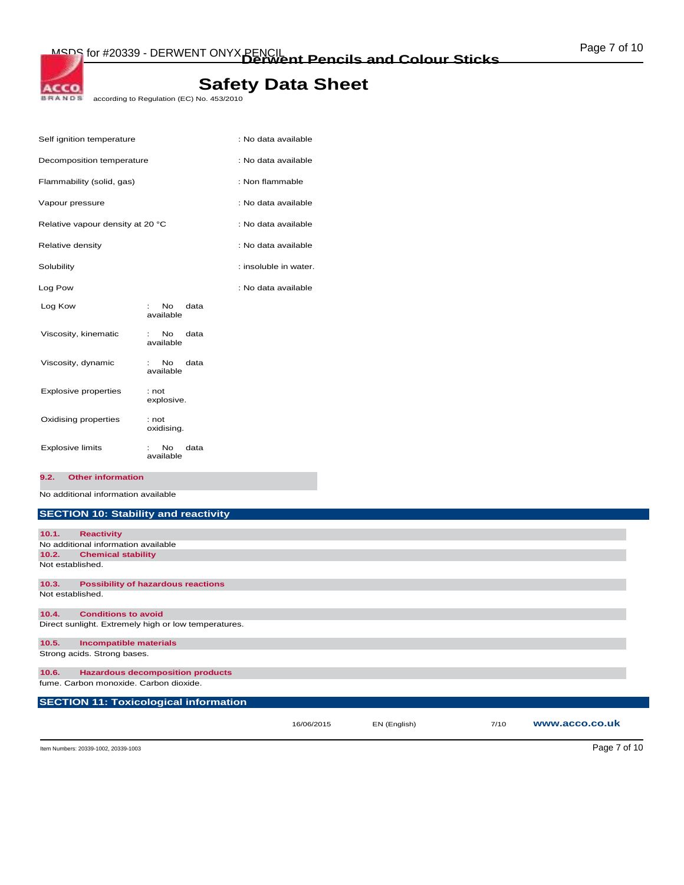| | |
|---|---|
| Self ignition temperature | : No data available |
| Decomposition temperature | : No data available |
| Flammability (solid, gas) | : Non flammable |
| Vapour pressure | : No data available |
| Relative vapour density at 20 °C | : No data available |
| Relative density | : No data available |
| Solubility | : insoluble in water. |
| Log Pow | : No data available |
| Log Kow | : No data available |
| Viscosity, kinematic | : No data available |
| Viscosity, dynamic | : No data available |
| Explosive properties | : not explosive. |
| Oxidising properties | : not oxidising. |
| Explosive limits | : No data available |

### 9.2. Other information

No additional information available

## SECTION 10: Stability and reactivity

### 10.1. Reactivity

No additional information available

### 10.2. Chemical stability

Not established.

### 10.3. Possibility of hazardous reactions

Not established.

### 10.4. Conditions to avoid

Direct sunlight. Extremely high or low temperatures.

### 10.5. Incompatible materials

Strong acids. Strong bases.

### 10.6. Hazardous decomposition products

fume. Carbon monoxide. Carbon dioxide.

## SECTION 11: Toxicological information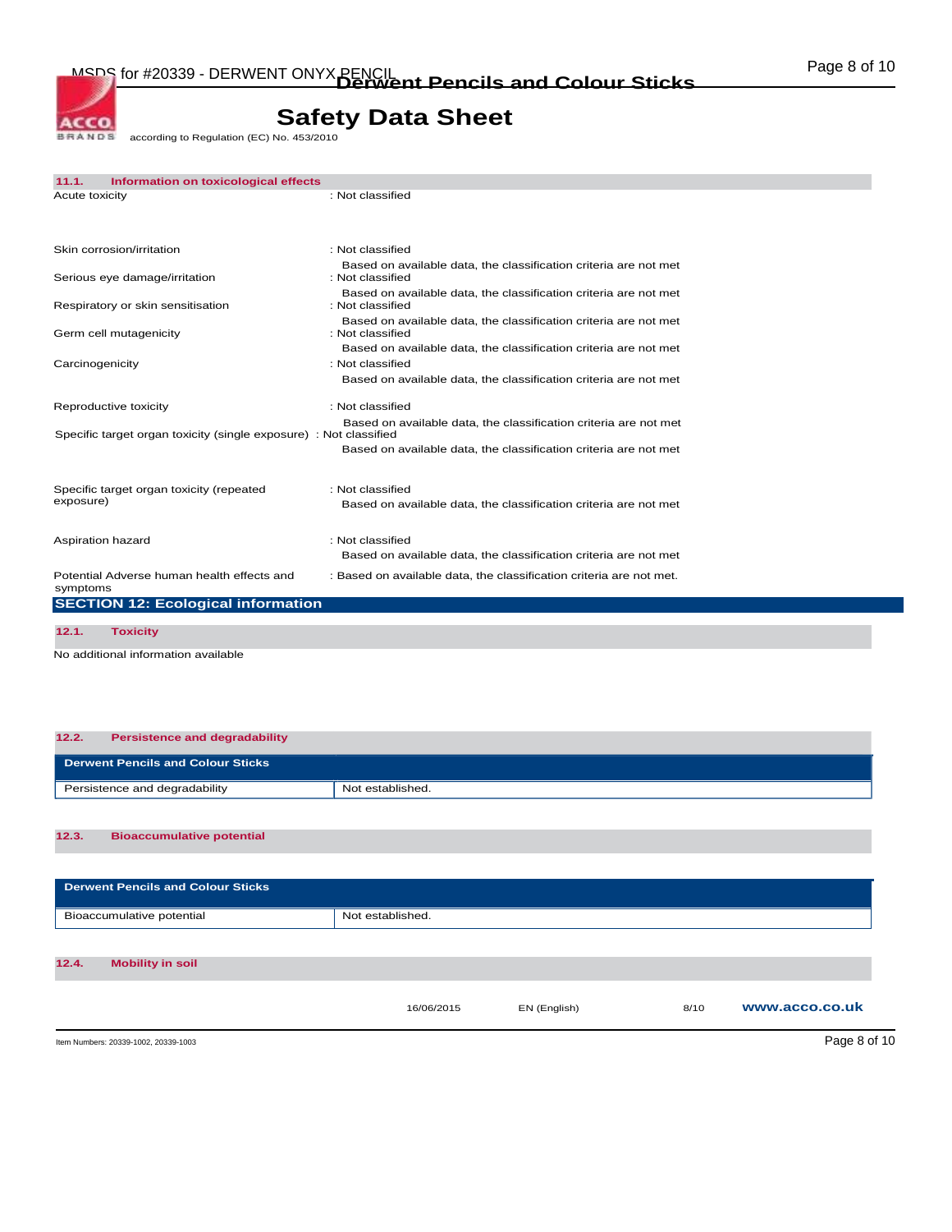### 11.1. Information on toxicological effects

Acute toxicity : Not classified

Skin corrosion/irritation : Not classified
Based on available data, the classification criteria are not met

Serious eye damage/irritation : Not classified
Based on available data, the classification criteria are not met

Respiratory or skin sensitisation : Not classified
Based on available data, the classification criteria are not met

Germ cell mutagenicity : Not classified
Based on available data, the classification criteria are not met

Carcinogenicity : Not classified
Based on available data, the classification criteria are not met

Reproductive toxicity : Not classified
Based on available data, the classification criteria are not met

Specific target organ toxicity (single exposure) : Not classified
Based on available data, the classification criteria are not met

Specific target organ toxicity (repeated exposure) : Not classified
Based on available data, the classification criteria are not met

Aspiration hazard : Not classified
Based on available data, the classification criteria are not met

Potential Adverse human health effects and symptoms : Based on available data, the classification criteria are not met.

## SECTION 12: Ecological information

### 12.1. Toxicity

No additional information available

### 12.2. Persistence and degradability

| Derwent Pencils and Colour Sticks | |
|---|---|
| Persistence and degradability | Not established. |

### 12.3. Bioaccumulative potential

| Derwent Pencils and Colour Sticks | |
|---|---|
| Bioaccumulative potential | Not established. |

### 12.4. Mobility in soil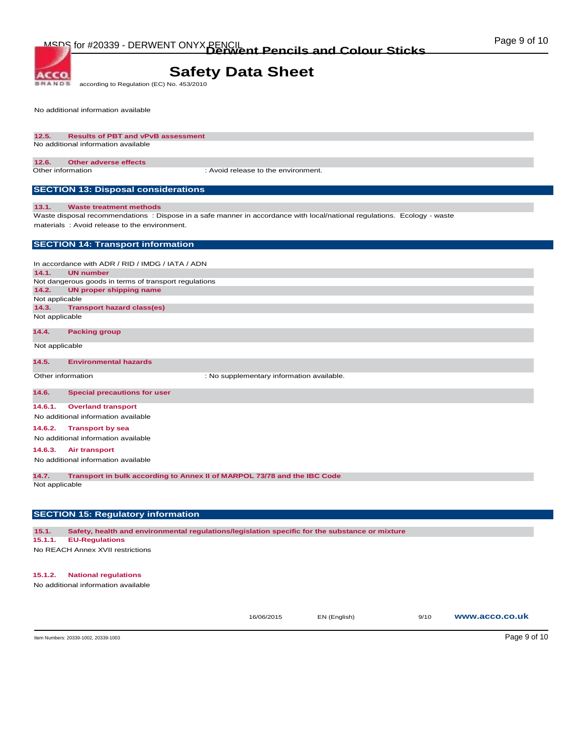No additional information available

### 12.5. Results of PBT and vPvB assessment

No additional information available

### 12.6. Other adverse effects

Other information : Avoid release to the environment.

## SECTION 13: Disposal considerations

### 13.1. Waste treatment methods

Waste disposal recommendations : Dispose in a safe manner in accordance with local/national regulations. Ecology - waste materials : Avoid release to the environment.

## SECTION 14: Transport information

In accordance with ADR / RID / IMDG / IATA / ADN

### 14.1. UN number

Not dangerous goods in terms of transport regulations

### 14.2. UN proper shipping name

Not applicable

### 14.3. Transport hazard class(es)

Not applicable

### 14.4. Packing group

Not applicable

### 14.5. Environmental hazards

Other information : No supplementary information available.

### 14.6. Special precautions for user

#### 14.6.1. Overland transport

No additional information available

#### 14.6.2. Transport by sea

No additional information available

#### 14.6.3. Air transport

No additional information available

### 14.7. Transport in bulk according to Annex II of MARPOL 73/78 and the IBC Code

Not applicable

## SECTION 15: Regulatory information

### 15.1. Safety, health and environmental regulations/legislation specific for the substance or mixture

#### 15.1.1. EU-Regulations

No REACH Annex XVII restrictions

#### 15.1.2. National regulations

No additional information available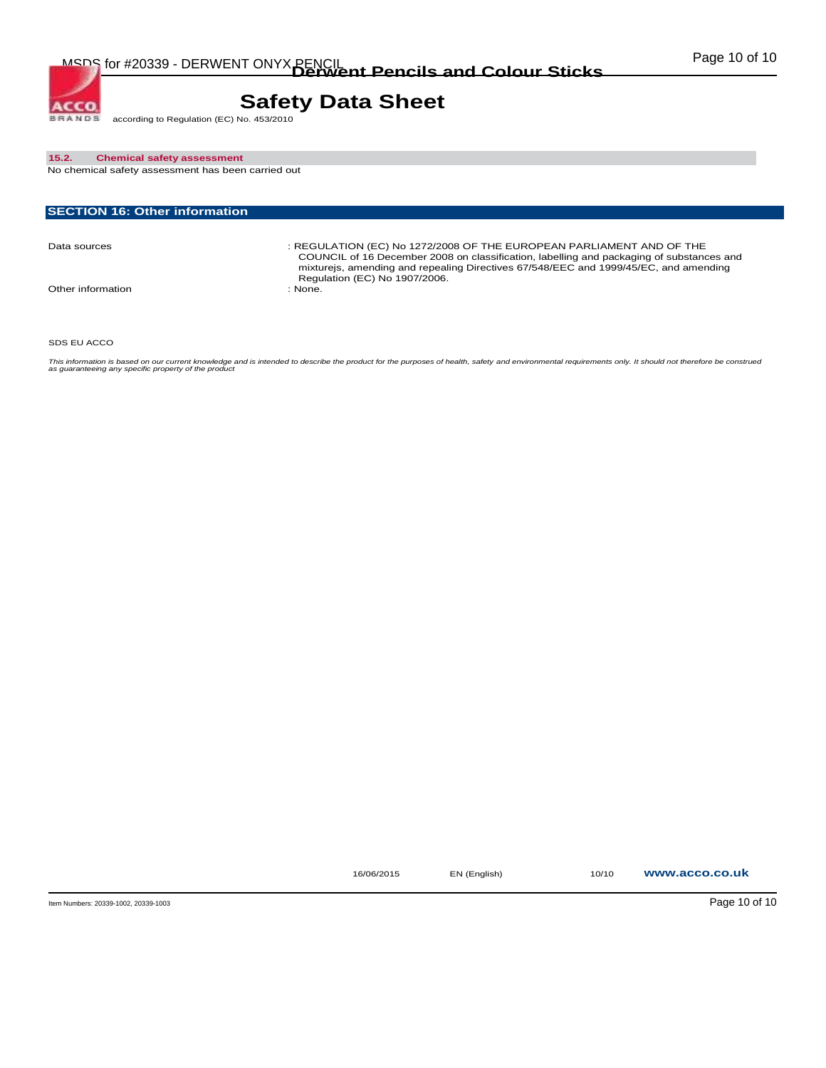#### 15.2. Chemical safety assessment

No chemical safety assessment has been carried out

## SECTION 16: Other information

| | |
|---|---|
| Data sources | : REGULATION (EC) No 1272/2008 OF THE EUROPEAN PARLIAMENT AND OF THE COUNCIL of 16 December 2008 on classification, labelling and packaging of substances and mixturejs, amending and repealing Directives 67/548/EEC and 1999/45/EC, and amending Regulation (EC) No 1907/2006. |
| Other information | : None. |

SDS EU ACCO

*This information is based on our current knowledge and is intended to describe the product for the purposes of health, safety and environmental requirements only. It should not therefore be construed as guaranteeing any specific property of the product*